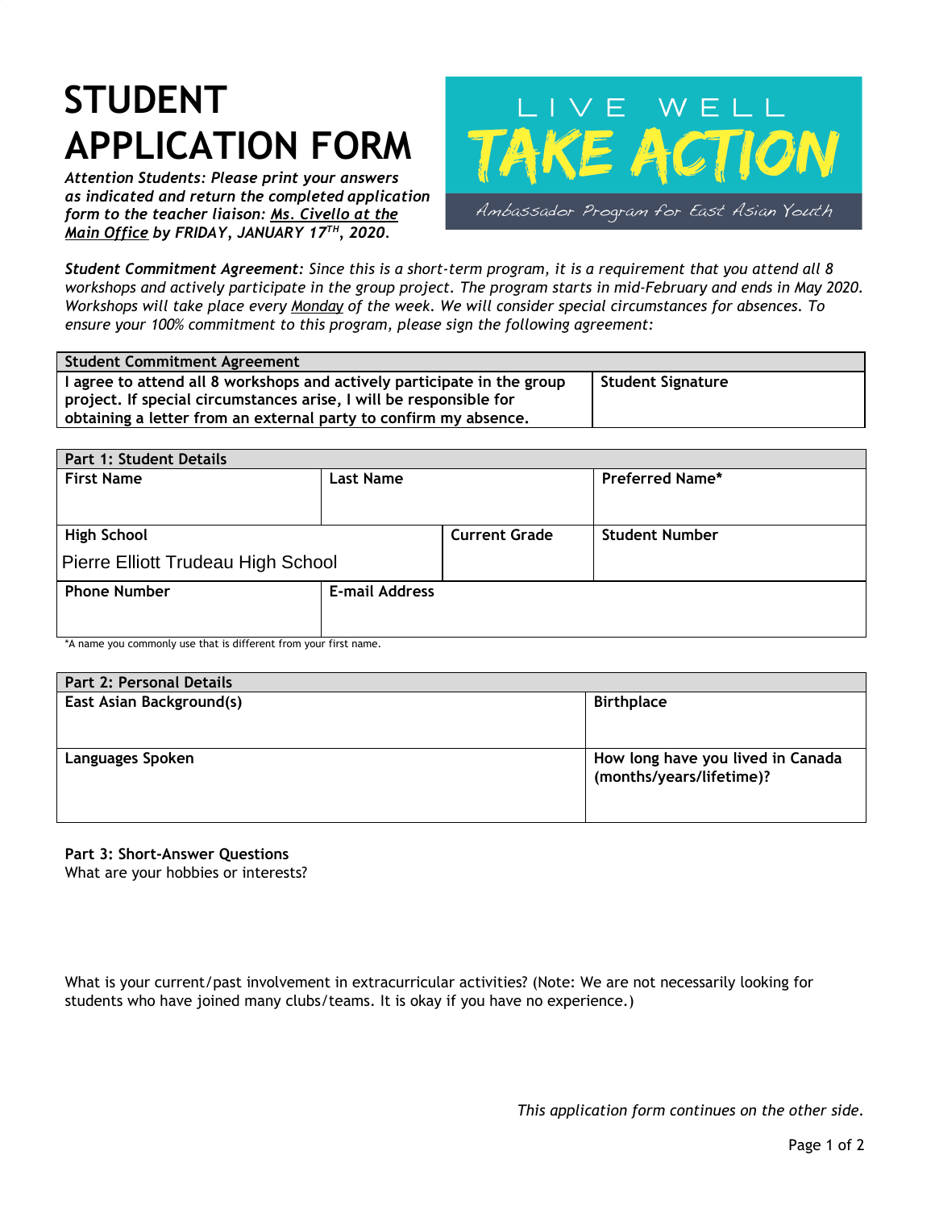# STUDENT APPLICATION FORM

*Attention Students: Please print your answers as indicated and return the completed application form to the teacher liaison: Ms. Civello at the Main Office by FRIDAY, JANUARY 17TH, 2020.*

LIVE WELL
TAKE ACTION
*Ambassador Program for East Asian Youth*

***Student Commitment Agreement:** Since this is a short-term program, it is a requirement that you attend all 8 workshops and actively participate in the group project. The program starts in mid-February and ends in May 2020. Workshops will take place every Monday of the week. We will consider special circumstances for absences. To ensure your 100% commitment to this program, please sign the following agreement:*

| **Student Commitment Agreement** | |
|---|---|
| **I agree to attend all 8 workshops and actively participate in the group project. If special circumstances arise, I will be responsible for obtaining a letter from an external party to confirm my absence.** | **Student Signature** |

| **Part 1: Student Details** | | |
|---|---|---|
| **First Name** | **Last Name** | **Preferred Name*** |
| **High School**<br>Pierre Elliott Trudeau High School | **Current Grade** | **Student Number** |
| **Phone Number** | **E-mail Address** | |

*A name you commonly use that is different from your first name.

| **Part 2: Personal Details** | |
|---|---|
| **East Asian Background(s)** | **Birthplace** |
| **Languages Spoken** | **How long have you lived in Canada (months/years/lifetime)?** |

**Part 3: Short-Answer Questions**

What are your hobbies or interests?

What is your current/past involvement in extracurricular activities? (Note: We are not necessarily looking for students who have joined many clubs/teams. It is okay if you have no experience.)

*This application form continues on the other side.*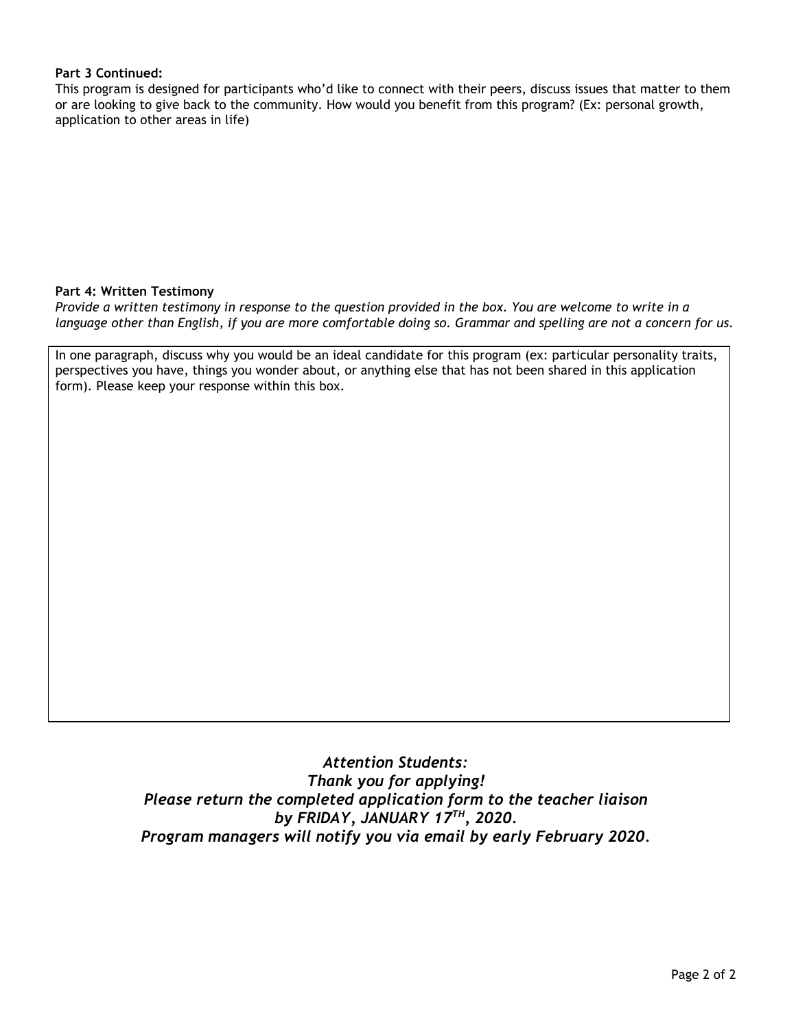**Part 3 Continued:**

This program is designed for participants who'd like to connect with their peers, discuss issues that matter to them or are looking to give back to the community. How would you benefit from this program? (Ex: personal growth, application to other areas in life)

**Part 4: Written Testimony**

*Provide a written testimony in response to the question provided in the box. You are welcome to write in a language other than English, if you are more comfortable doing so. Grammar and spelling are not a concern for us.*

| |
|---|
| In one paragraph, discuss why you would be an ideal candidate for this program (ex: particular personality traits, perspectives you have, things you wonder about, or anything else that has not been shared in this application form). Please keep your response within this box. |

*Attention Students:*
*Thank you for applying!*
*Please return the completed application form to the teacher liaison by FRIDAY, JANUARY 17TH, 2020.*
*Program managers will notify you via email by early February 2020.*